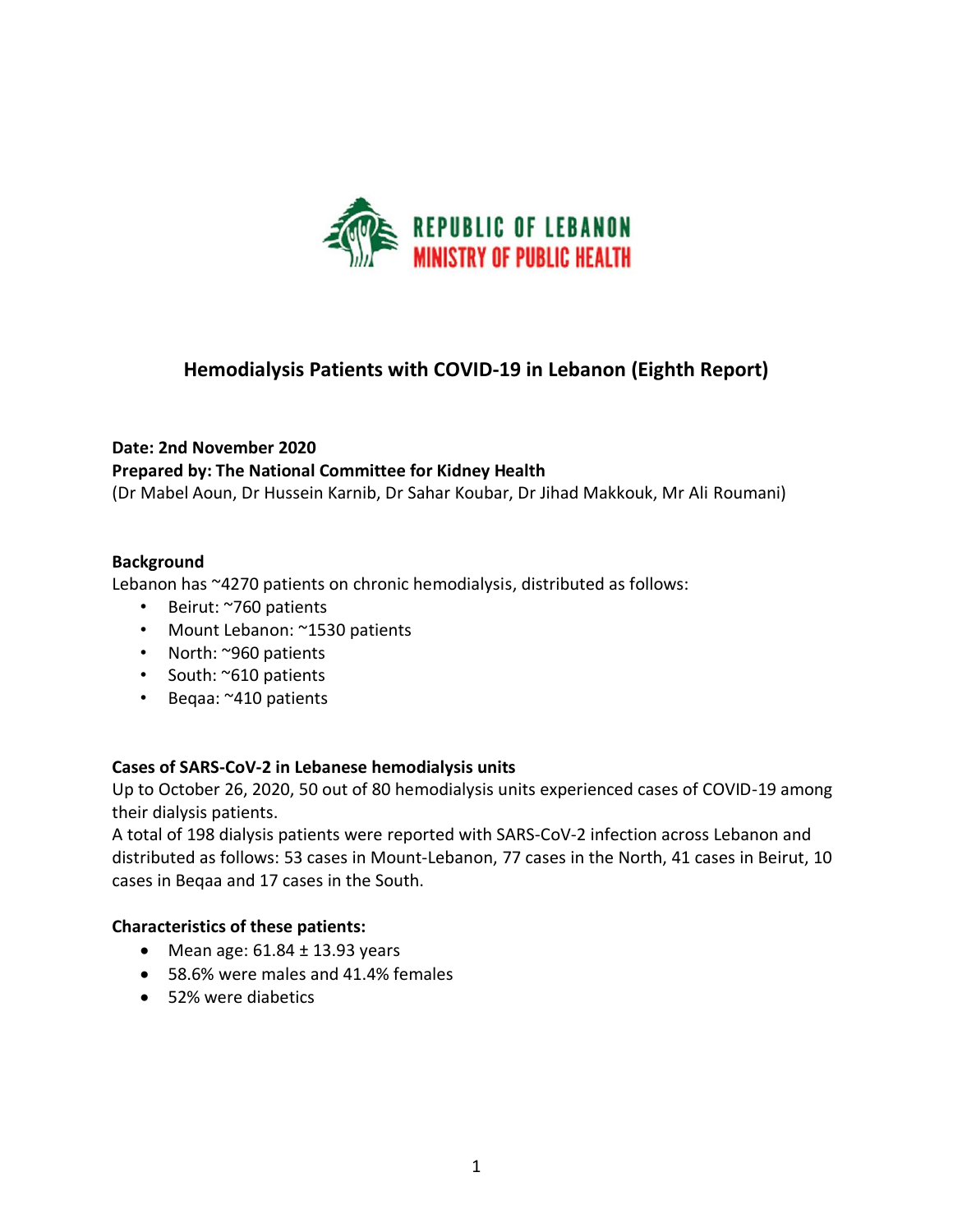REPUBLIC OF LEBANON
MINISTRY OF PUBLIC HEALTH

# Hemodialysis Patients with COVID-19 in Lebanon (Eighth Report)

**Date: 2nd November 2020**
**Prepared by: The National Committee for Kidney Health**
(Dr Mabel Aoun, Dr Hussein Karnib, Dr Sahar Koubar, Dr Jihad Makkouk, Mr Ali Roumani)

## Background

Lebanon has ~4270 patients on chronic hemodialysis, distributed as follows:

- Beirut: ~760 patients
- Mount Lebanon: ~1530 patients
- North: ~960 patients
- South: ~610 patients
- Beqaa: ~410 patients

## Cases of SARS-CoV-2 in Lebanese hemodialysis units

Up to October 26, 2020, 50 out of 80 hemodialysis units experienced cases of COVID-19 among their dialysis patients.

A total of 198 dialysis patients were reported with SARS-CoV-2 infection across Lebanon and distributed as follows: 53 cases in Mount-Lebanon, 77 cases in the North, 41 cases in Beirut, 10 cases in Beqaa and 17 cases in the South.

## Characteristics of these patients:

- Mean age: 61.84 ± 13.93 years
- 58.6% were males and 41.4% females
- 52% were diabetics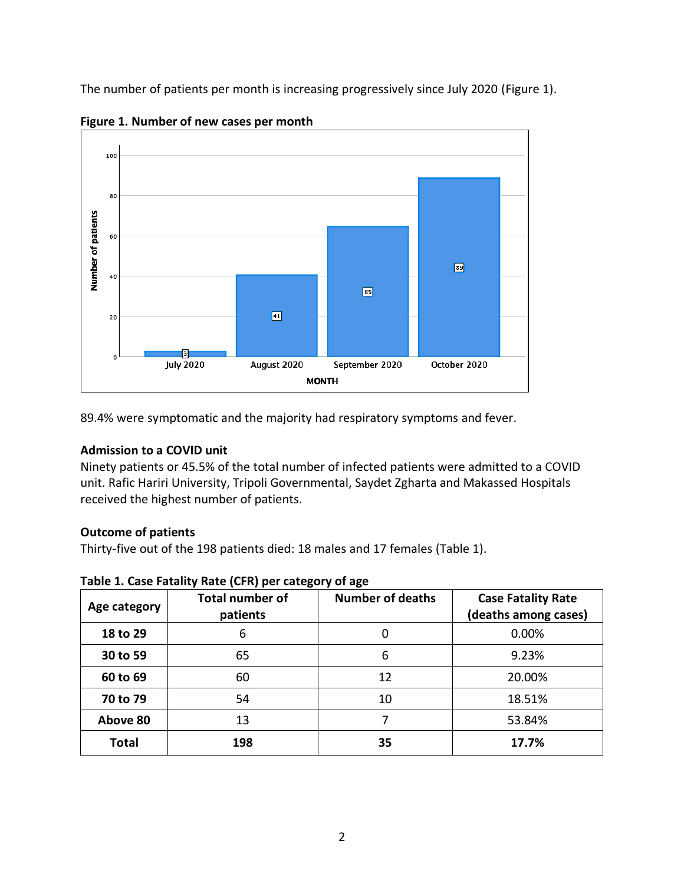The number of patients per month is increasing progressively since July 2020 (Figure 1).

**Figure 1. Number of new cases per month**

Number of patients

100
80
60
40
20
0

3
41
65
89

July 2020
August 2020
September 2020
October 2020

MONTH

89.4% were symptomatic and the majority had respiratory symptoms and fever.

**Admission to a COVID unit**

Ninety patients or 45.5% of the total number of infected patients were admitted to a COVID unit. Rafic Hariri University, Tripoli Governmental, Saydet Zgharta and Makassed Hospitals received the highest number of patients.

**Outcome of patients**

Thirty-five out of the 198 patients died: 18 males and 17 females (Table 1).

**Table 1. Case Fatality Rate (CFR) per category of age**

| Age category | Total number of patients | Number of deaths | Case Fatality Rate (deaths among cases) |
|---|---|---|---|
| **18 to 29** | 6 | 0 | 0.00% |
| **30 to 59** | 65 | 6 | 9.23% |
| **60 to 69** | 60 | 12 | 20.00% |
| **70 to 79** | 54 | 10 | 18.51% |
| **Above 80** | 13 | 7 | 53.84% |
| **Total** | **198** | **35** | **17.7%** |